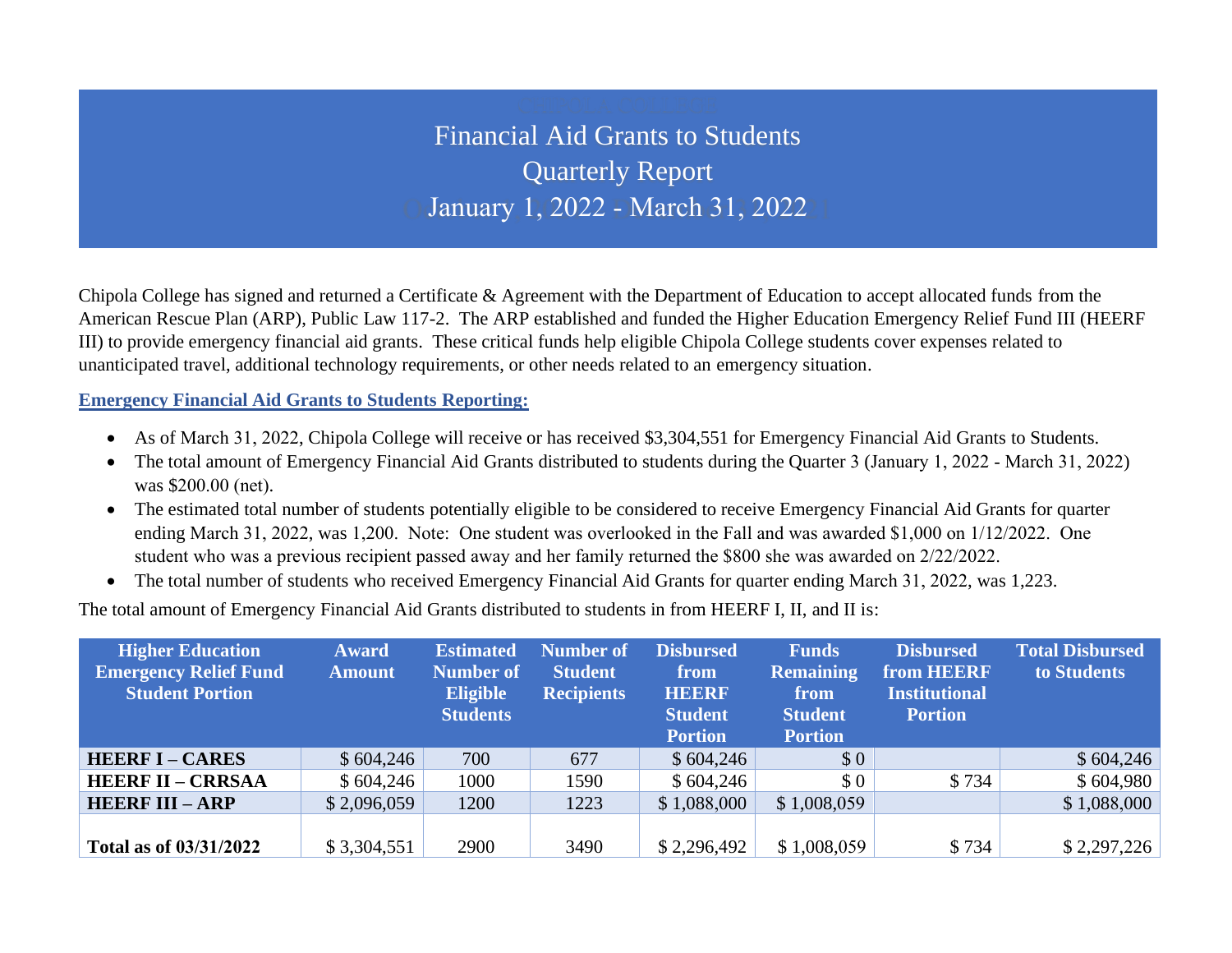# Financial Aid Grants to Students
# Quarterly Report
# January 1, 2022 - March 31, 2022

Chipola College has signed and returned a Certificate & Agreement with the Department of Education to accept allocated funds from the American Rescue Plan (ARP), Public Law 117-2. The ARP established and funded the Higher Education Emergency Relief Fund III (HEERF III) to provide emergency financial aid grants. These critical funds help eligible Chipola College students cover expenses related to unanticipated travel, additional technology requirements, or other needs related to an emergency situation.

**Emergency Financial Aid Grants to Students Reporting:**

- As of March 31, 2022, Chipola College will receive or has received $3,304,551 for Emergency Financial Aid Grants to Students.
- The total amount of Emergency Financial Aid Grants distributed to students during the Quarter 3 (January 1, 2022 - March 31, 2022) was $200.00 (net).
- The estimated total number of students potentially eligible to be considered to receive Emergency Financial Aid Grants for quarter ending March 31, 2022, was 1,200. Note: One student was overlooked in the Fall and was awarded $1,000 on 1/12/2022. One student who was a previous recipient passed away and her family returned the $800 she was awarded on 2/22/2022.
- The total number of students who received Emergency Financial Aid Grants for quarter ending March 31, 2022, was 1,223.

The total amount of Emergency Financial Aid Grants distributed to students in from HEERF I, II, and II is:

| Higher Education Emergency Relief Fund Student Portion | Award Amount | Estimated Number of Eligible Students | Number of Student Recipients | Disbursed from HEERF Student Portion | Funds Remaining from Student Portion | Disbursed from HEERF Institutional Portion | Total Disbursed to Students |
|---|---|---|---|---|---|---|---|
| **HEERF I – CARES** | $ 604,246 | 700 | 677 | $ 604,246 | $ 0 | | $ 604,246 |
| **HEERF II – CRRSAA** | $ 604,246 | 1000 | 1590 | $ 604,246 | $ 0 | $ 734 | $ 604,980 |
| **HEERF III – ARP** | $ 2,096,059 | 1200 | 1223 | $ 1,088,000 | $ 1,008,059 | | $ 1,088,000 |
| **Total as of 03/31/2022** | $ 3,304,551 | 2900 | 3490 | $ 2,296,492 | $ 1,008,059 | $ 734 | $ 2,297,226 |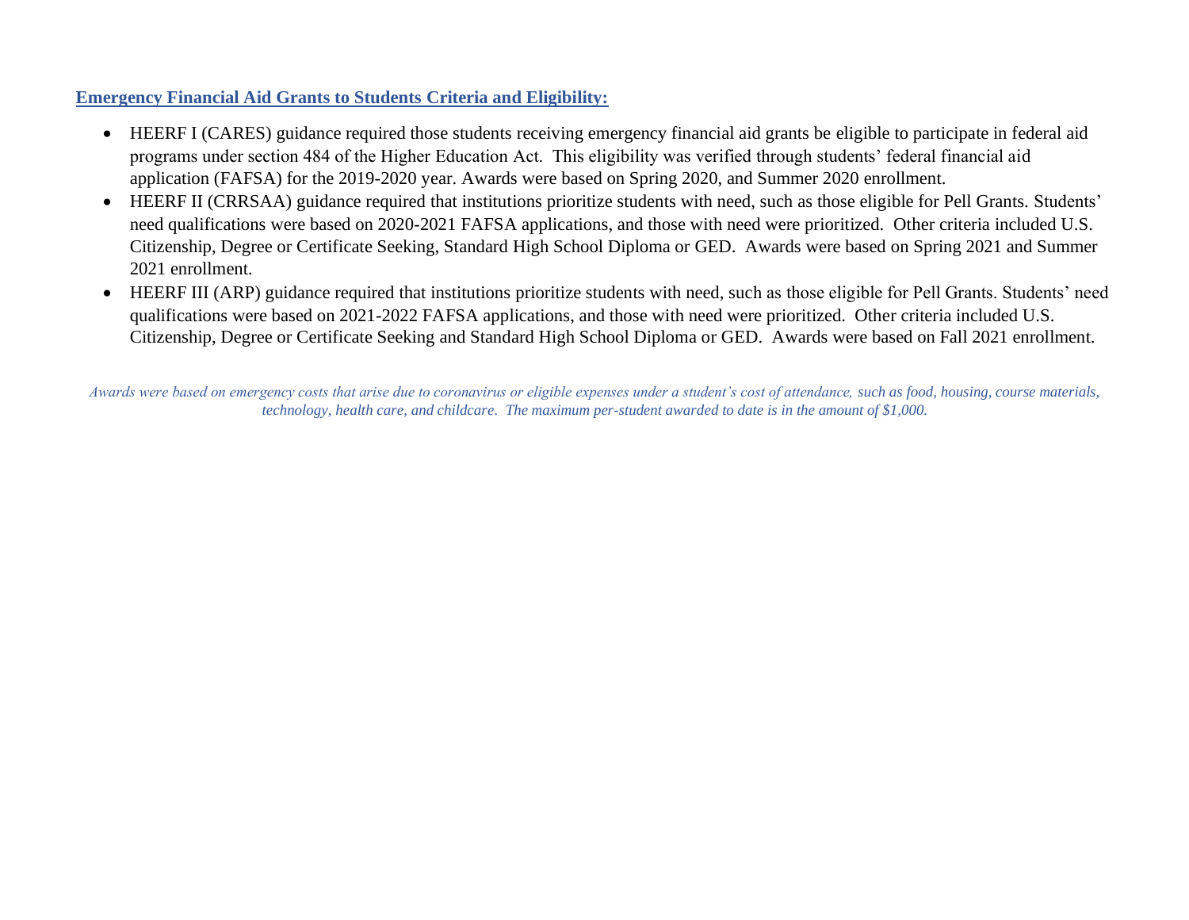## **Emergency Financial Aid Grants to Students Criteria and Eligibility:**

- HEERF I (CARES) guidance required those students receiving emergency financial aid grants be eligible to participate in federal aid programs under section 484 of the Higher Education Act. This eligibility was verified through students' federal financial aid application (FAFSA) for the 2019-2020 year. Awards were based on Spring 2020, and Summer 2020 enrollment.
- HEERF II (CRRSAA) guidance required that institutions prioritize students with need, such as those eligible for Pell Grants. Students' need qualifications were based on 2020-2021 FAFSA applications, and those with need were prioritized. Other criteria included U.S. Citizenship, Degree or Certificate Seeking, Standard High School Diploma or GED. Awards were based on Spring 2021 and Summer 2021 enrollment.
- HEERF III (ARP) guidance required that institutions prioritize students with need, such as those eligible for Pell Grants. Students' need qualifications were based on 2021-2022 FAFSA applications, and those with need were prioritized. Other criteria included U.S. Citizenship, Degree or Certificate Seeking and Standard High School Diploma or GED. Awards were based on Fall 2021 enrollment.

*Awards were based on emergency costs that arise due to coronavirus or eligible expenses under a student's cost of attendance, such as food, housing, course materials, technology, health care, and childcare. The maximum per-student awarded to date is in the amount of $1,000.*